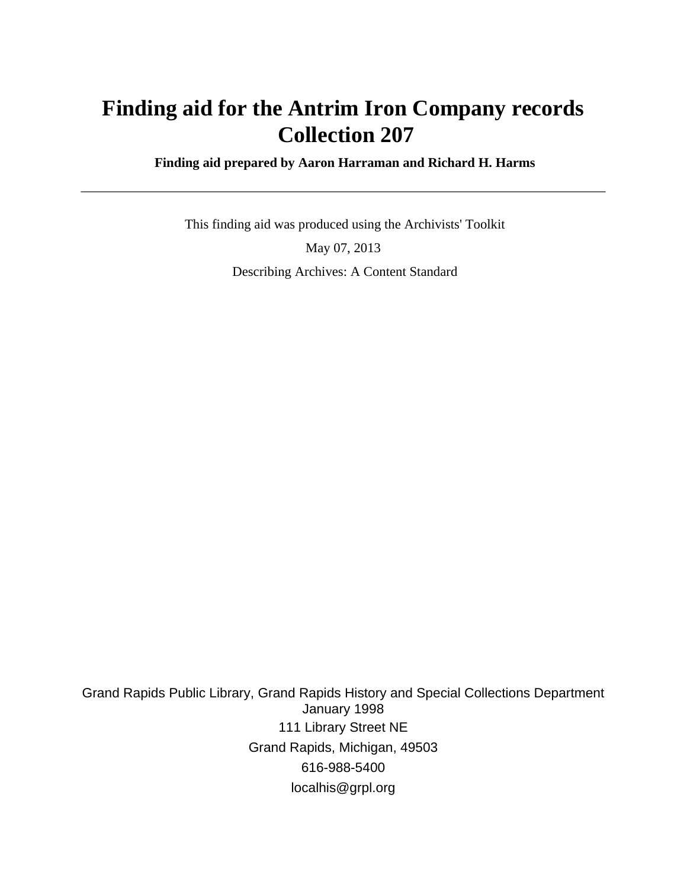# Finding aid for the Antrim Iron Company records Collection 207

**Finding aid prepared by Aaron Harraman and Richard H. Harms**

---

This finding aid was produced using the Archivists' Toolkit

May 07, 2013

Describing Archives: A Content Standard

Grand Rapids Public Library, Grand Rapids History and Special Collections Department
January 1998
111 Library Street NE
Grand Rapids, Michigan, 49503
616-988-5400
localhis@grpl.org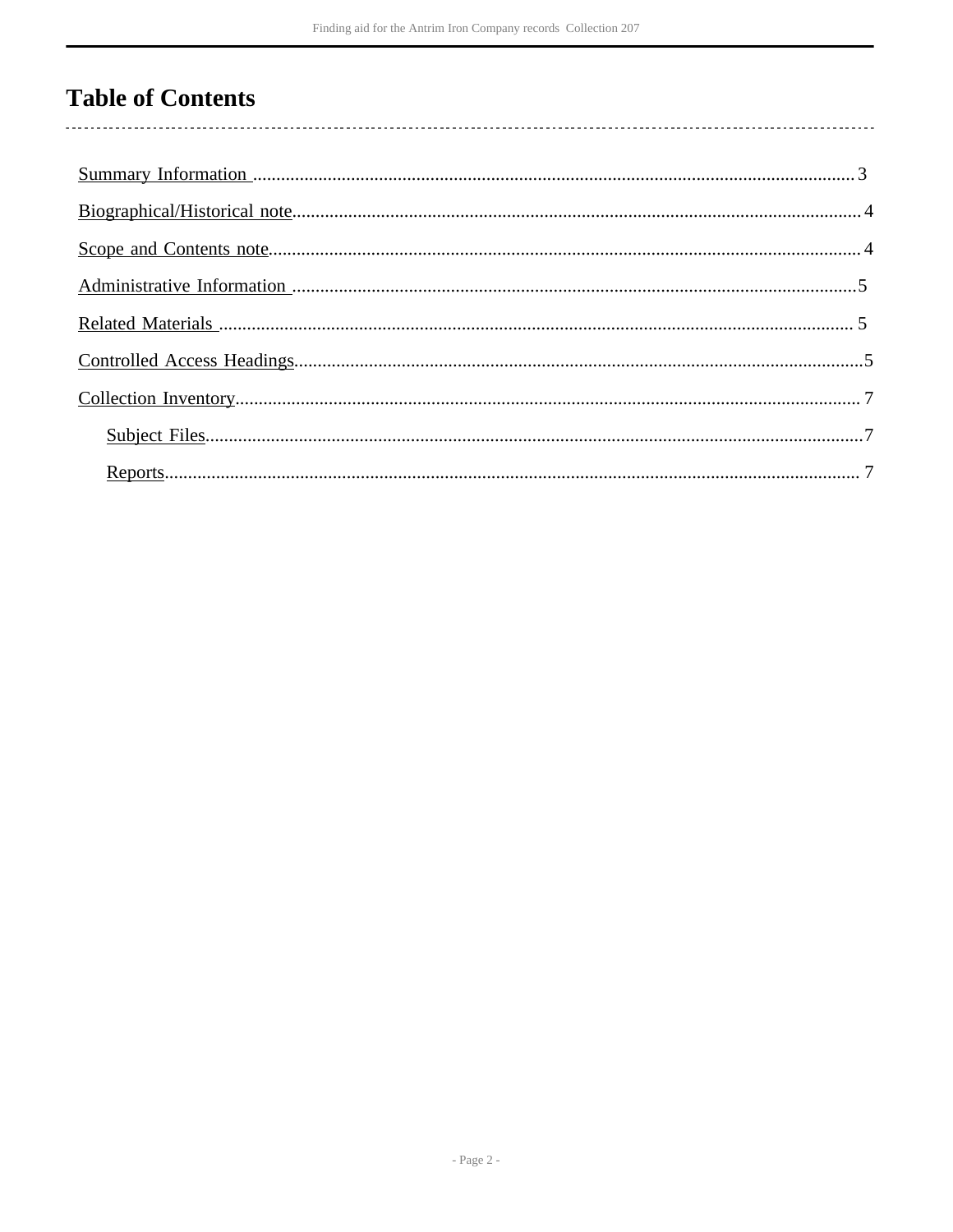# Table of Contents

- Summary Information .......... 3
- Biographical/Historical note .......... 4
- Scope and Contents note .......... 4
- Administrative Information .......... 5
- Related Materials .......... 5
- Controlled Access Headings .......... 5
- Collection Inventory .......... 7
  - Subject Files .......... 7
  - Reports .......... 7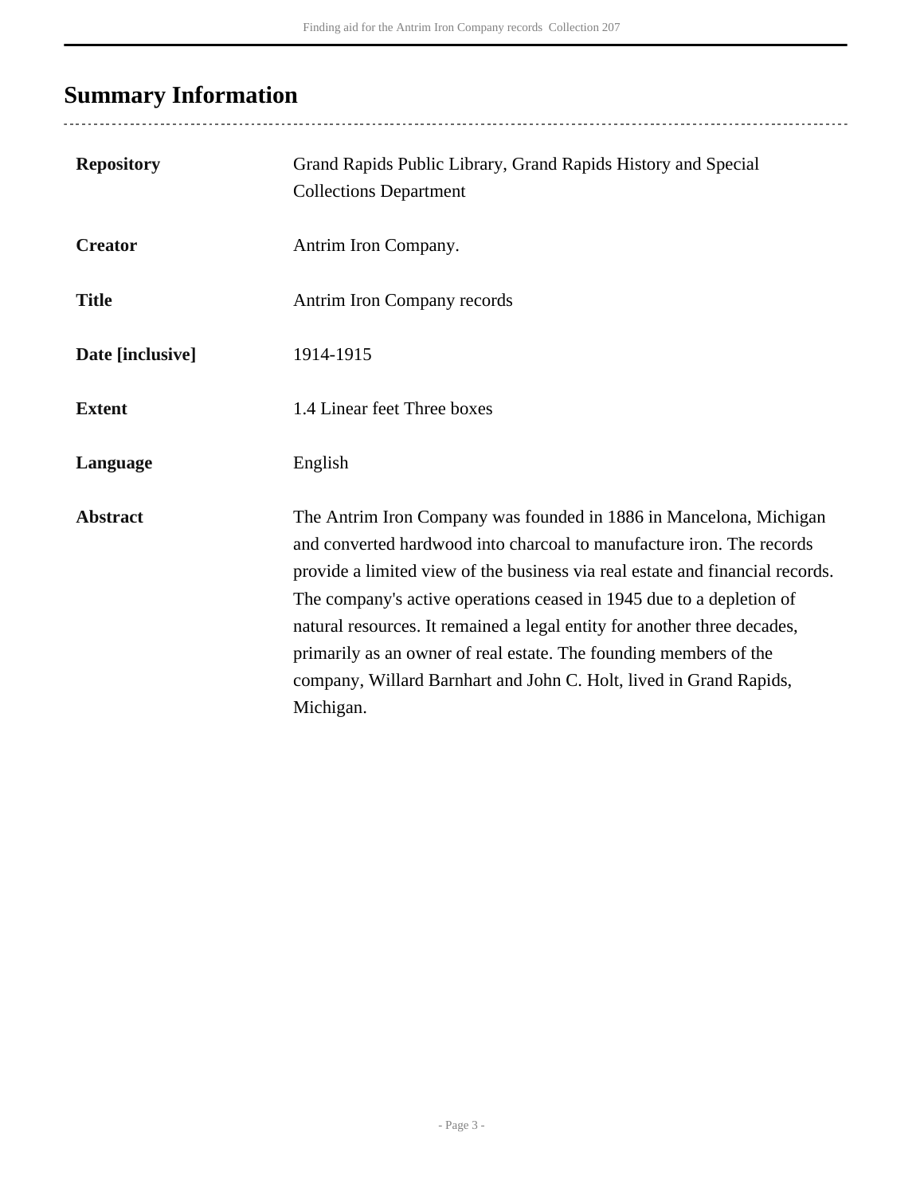## Summary Information

| | |
|---|---|
| **Repository** | Grand Rapids Public Library, Grand Rapids History and Special Collections Department |
| **Creator** | Antrim Iron Company. |
| **Title** | Antrim Iron Company records |
| **Date [inclusive]** | 1914-1915 |
| **Extent** | 1.4 Linear feet Three boxes |
| **Language** | English |
| **Abstract** | The Antrim Iron Company was founded in 1886 in Mancelona, Michigan and converted hardwood into charcoal to manufacture iron. The records provide a limited view of the business via real estate and financial records. The company's active operations ceased in 1945 due to a depletion of natural resources. It remained a legal entity for another three decades, primarily as an owner of real estate. The founding members of the company, Willard Barnhart and John C. Holt, lived in Grand Rapids, Michigan. |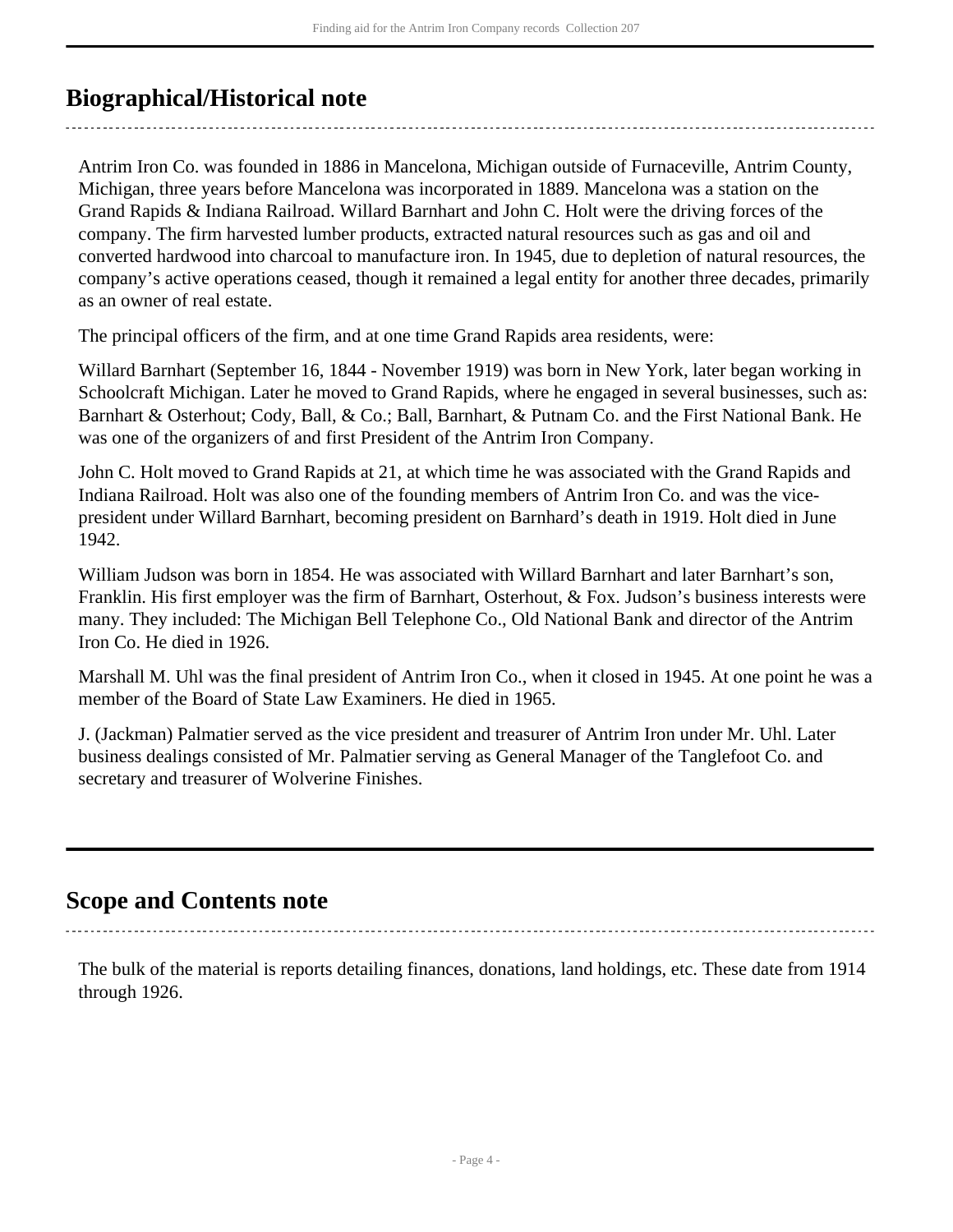## Biographical/Historical note

Antrim Iron Co. was founded in 1886 in Mancelona, Michigan outside of Furnaceville, Antrim County, Michigan, three years before Mancelona was incorporated in 1889. Mancelona was a station on the Grand Rapids & Indiana Railroad. Willard Barnhart and John C. Holt were the driving forces of the company. The firm harvested lumber products, extracted natural resources such as gas and oil and converted hardwood into charcoal to manufacture iron. In 1945, due to depletion of natural resources, the company's active operations ceased, though it remained a legal entity for another three decades, primarily as an owner of real estate.

The principal officers of the firm, and at one time Grand Rapids area residents, were:

Willard Barnhart (September 16, 1844 - November 1919) was born in New York, later began working in Schoolcraft Michigan. Later he moved to Grand Rapids, where he engaged in several businesses, such as: Barnhart & Osterhout; Cody, Ball, & Co.; Ball, Barnhart, & Putnam Co. and the First National Bank. He was one of the organizers of and first President of the Antrim Iron Company.

John C. Holt moved to Grand Rapids at 21, at which time he was associated with the Grand Rapids and Indiana Railroad. Holt was also one of the founding members of Antrim Iron Co. and was the vice-president under Willard Barnhart, becoming president on Barnhard's death in 1919. Holt died in June 1942.

William Judson was born in 1854. He was associated with Willard Barnhart and later Barnhart's son, Franklin. His first employer was the firm of Barnhart, Osterhout, & Fox. Judson's business interests were many. They included: The Michigan Bell Telephone Co., Old National Bank and director of the Antrim Iron Co. He died in 1926.

Marshall M. Uhl was the final president of Antrim Iron Co., when it closed in 1945. At one point he was a member of the Board of State Law Examiners. He died in 1965.

J. (Jackman) Palmatier served as the vice president and treasurer of Antrim Iron under Mr. Uhl. Later business dealings consisted of Mr. Palmatier serving as General Manager of the Tanglefoot Co. and secretary and treasurer of Wolverine Finishes.

## Scope and Contents note

The bulk of the material is reports detailing finances, donations, land holdings, etc. These date from 1914 through 1926.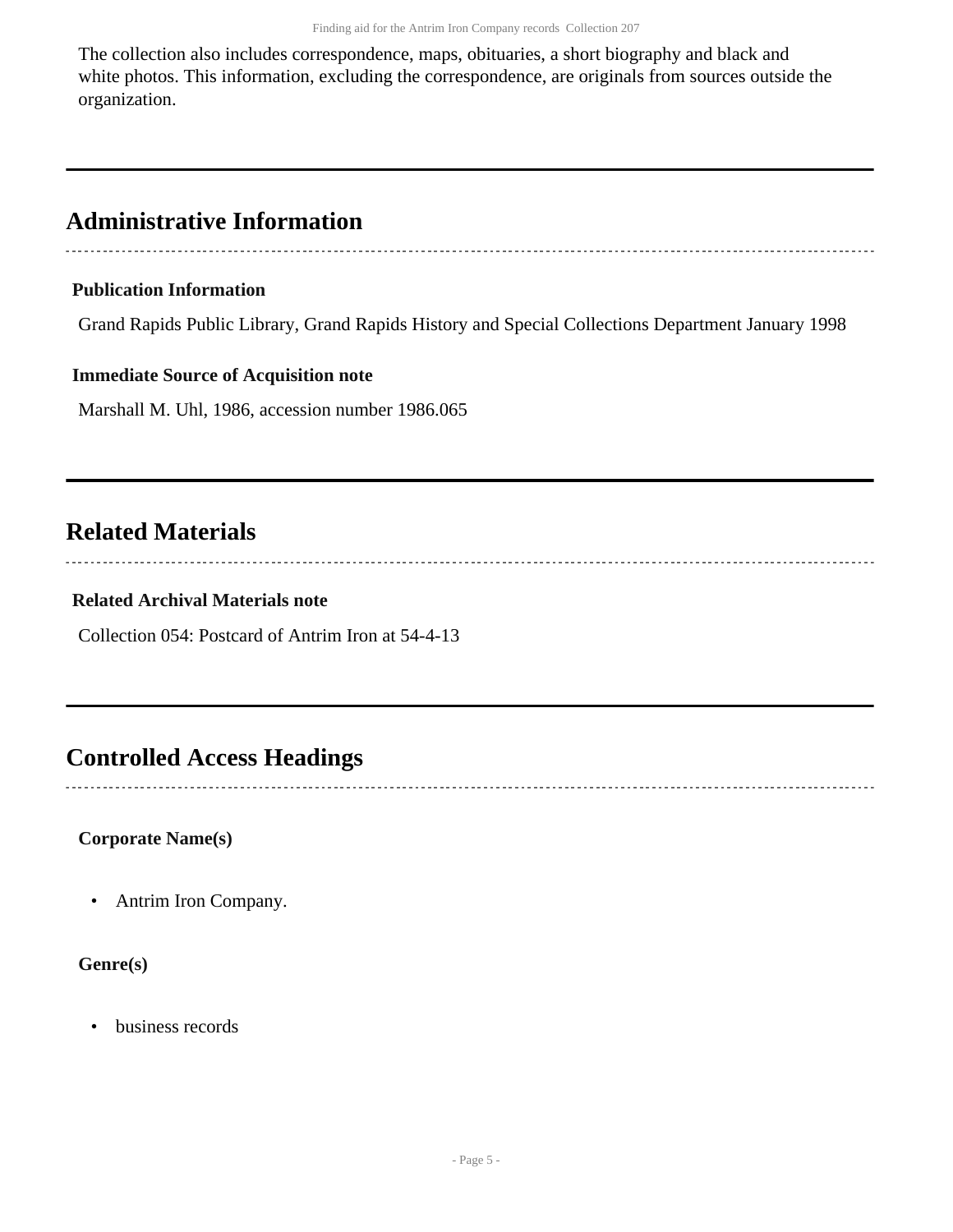The collection also includes correspondence, maps, obituaries, a short biography and black and white photos. This information, excluding the correspondence, are originals from sources outside the organization.

## Administrative Information

### Publication Information

Grand Rapids Public Library, Grand Rapids History and Special Collections Department January 1998

### Immediate Source of Acquisition note

Marshall M. Uhl, 1986, accession number 1986.065

## Related Materials

### Related Archival Materials note

Collection 054: Postcard of Antrim Iron at 54-4-13

## Controlled Access Headings

**Corporate Name(s)**

- Antrim Iron Company.

**Genre(s)**

- business records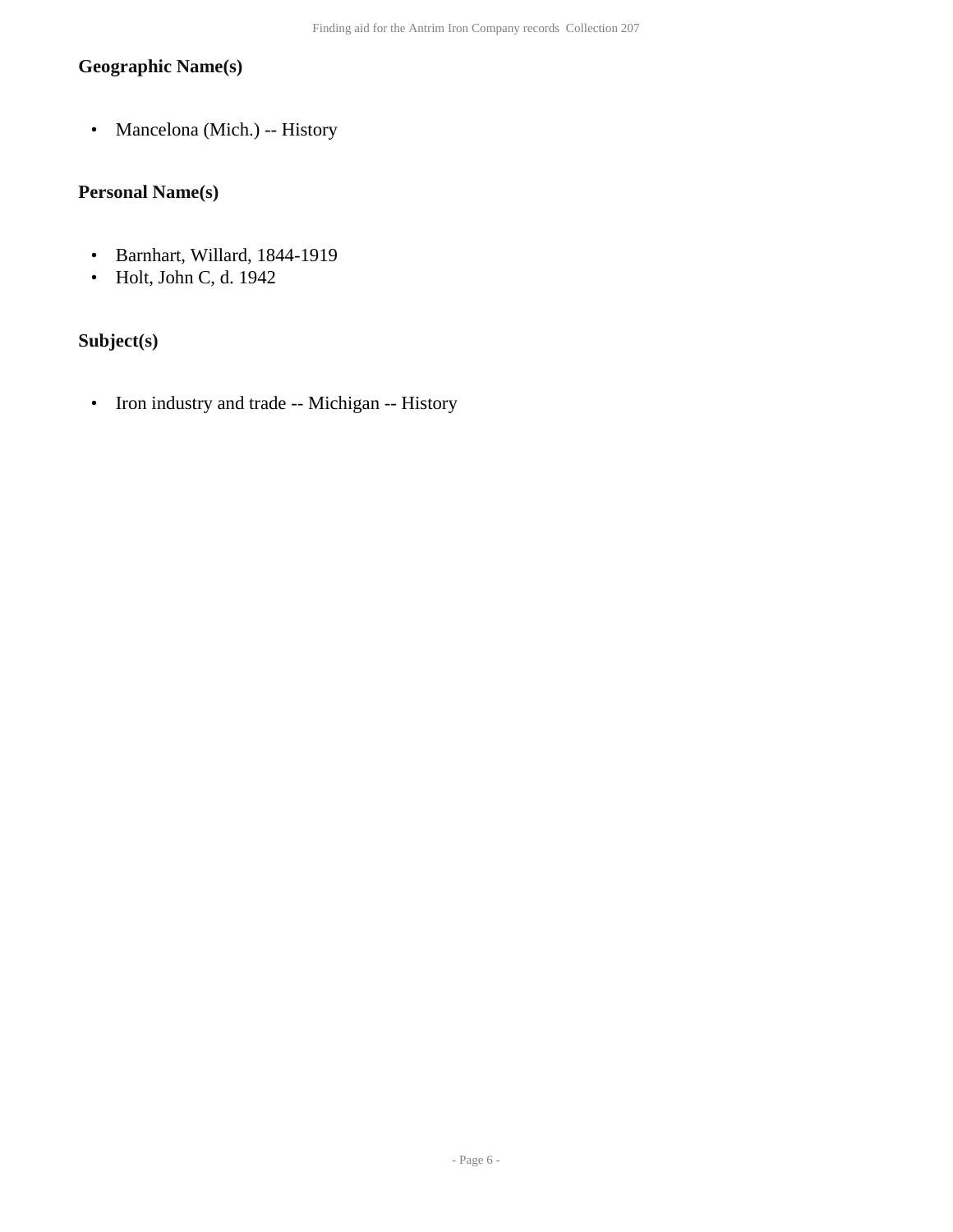### Geographic Name(s)

- Mancelona (Mich.) -- History

### Personal Name(s)

- Barnhart, Willard, 1844-1919
- Holt, John C, d. 1942

### Subject(s)

- Iron industry and trade -- Michigan -- History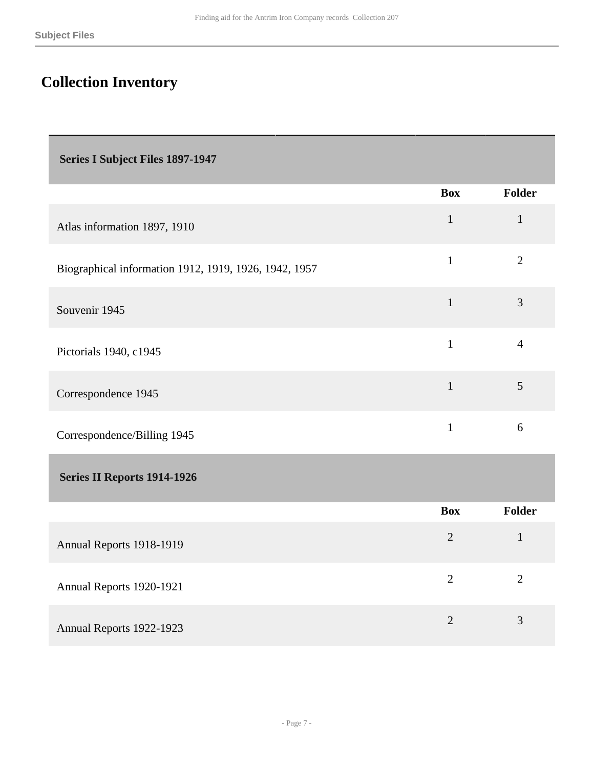# Collection Inventory

| Series I Subject Files 1897-1947 | | |
|---|---|---|
| | **Box** | **Folder** |
| Atlas information 1897, 1910 | 1 | 1 |
| Biographical information 1912, 1919, 1926, 1942, 1957 | 1 | 2 |
| Souvenir 1945 | 1 | 3 |
| Pictorials 1940, c1945 | 1 | 4 |
| Correspondence 1945 | 1 | 5 |
| Correspondence/Billing 1945 | 1 | 6 |

| Series II Reports 1914-1926 | | |
|---|---|---|
| | **Box** | **Folder** |
| Annual Reports 1918-1919 | 2 | 1 |
| Annual Reports 1920-1921 | 2 | 2 |
| Annual Reports 1922-1923 | 2 | 3 |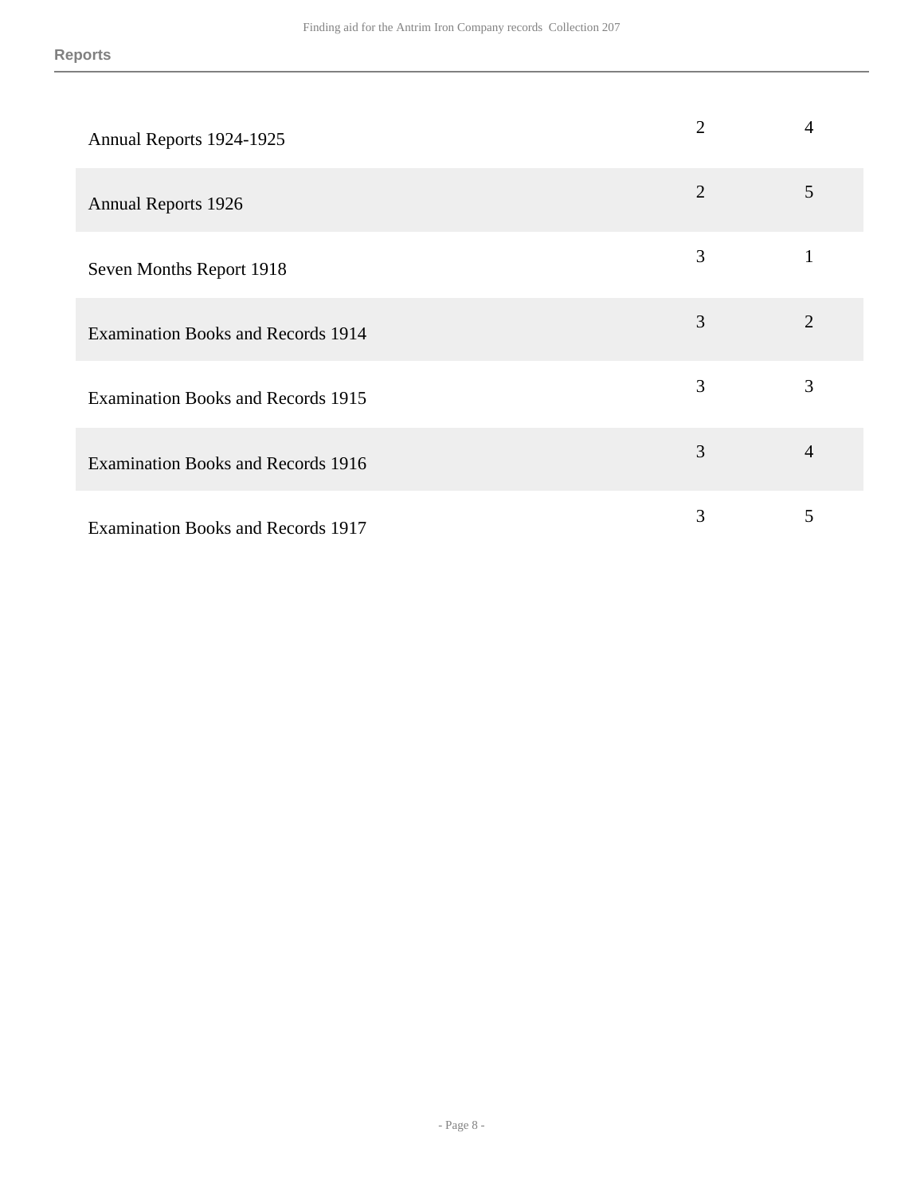| | | |
|---|---|---|
| Annual Reports 1924-1925 | 2 | 4 |
| Annual Reports 1926 | 2 | 5 |
| Seven Months Report 1918 | 3 | 1 |
| Examination Books and Records 1914 | 3 | 2 |
| Examination Books and Records 1915 | 3 | 3 |
| Examination Books and Records 1916 | 3 | 4 |
| Examination Books and Records 1917 | 3 | 5 |